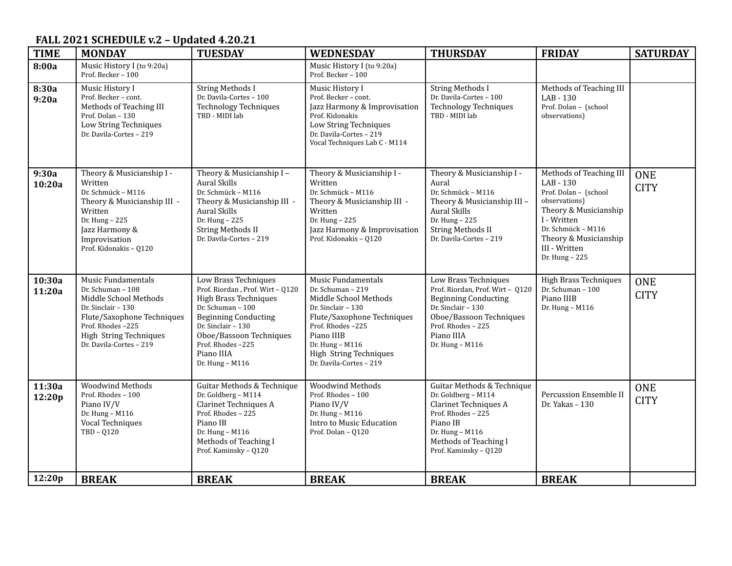**FALL 2021 SCHEDULE v.2 – Updated 4.20.21**

| TIME | MONDAY | TUESDAY | WEDNESDAY | THURSDAY | FRIDAY | SATURDAY |
|---|---|---|---|---|---|---|
| **8:00a** | Music History I (to 9:20a)<br>Prof. Becker – 100 | | Music History I (to 9:20a)<br>Prof. Becker – 100 | | | |
| **8:30a 9:20a** | Music History I<br>Prof. Becker – cont.<br>Methods of Teaching III<br>Prof. Dolan – 130<br>Low String Techniques<br>Dr. Davila-Cortes – 219 | String Methods I<br>Dr. Davila-Cortes – 100<br>Technology Techniques<br>TBD - MIDI lab | Music History I<br>Prof. Becker – cont.<br>Jazz Harmony & Improvisation<br>Prof. Kidonakis<br>Low String Techniques<br>Dr. Davila-Cortes – 219<br>Vocal Techniques Lab C - M114 | String Methods I<br>Dr. Davila-Cortes – 100<br>Technology Techniques<br>TBD - MIDI lab | Methods of Teaching III LAB - 130<br>Prof. Dolan – (school observations) | |
| **9:30a 10:20a** | Theory & Musicianship I - Written<br>Dr. Schmück – M116<br>Theory & Musicianship III - Written<br>Dr. Hung – 225<br>Jazz Harmony & Improvisation<br>Prof. Kidonakis – Q120 | Theory & Musicianship I – Aural Skills<br>Dr. Schmück – M116<br>Theory & Musicianship III - Aural Skills<br>Dr. Hung – 225<br>String Methods II<br>Dr. Davila-Cortes – 219 | Theory & Musicianship I - Written<br>Dr. Schmück – M116<br>Theory & Musicianship III - Written<br>Dr. Hung – 225<br>Jazz Harmony & Improvisation<br>Prof. Kidonakis – Q120 | Theory & Musicianship I - Aural<br>Dr. Schmück – M116<br>Theory & Musicianship III – Aural Skills<br>Dr. Hung – 225<br>String Methods II<br>Dr. Davila-Cortes – 219 | Methods of Teaching III LAB - 130<br>Prof. Dolan – (school observations)<br>Theory & Musicianship I - Written<br>Dr. Schmück – M116<br>Theory & Musicianship III - Written<br>Dr. Hung – 225 | ONE CITY |
| **10:30a 11:20a** | Music Fundamentals<br>Dr. Schuman – 108<br>Middle School Methods<br>Dr. Sinclair – 130<br>Flute/Saxophone Techniques<br>Prof. Rhodes –225<br>High String Techniques<br>Dr. Davila-Cortes – 219 | Low Brass Techniques<br>Prof. Riordan , Prof. Wirt – Q120<br>High Brass Techniques<br>Dr. Schuman – 100<br>Beginning Conducting<br>Dr. Sinclair – 130<br>Oboe/Bassoon Techniques<br>Prof. Rhodes –225<br>Piano IIIA<br>Dr. Hung – M116 | Music Fundamentals<br>Dr. Schuman – 219<br>Middle School Methods<br>Dr. Sinclair – 130<br>Flute/Saxophone Techniques<br>Prof. Rhodes –225<br>Piano IIIB<br>Dr. Hung – M116<br>High String Techniques<br>Dr. Davila-Cortes – 219 | Low Brass Techniques<br>Prof. Riordan, Prof. Wirt – Q120<br>Beginning Conducting<br>Dr. Sinclair – 130<br>Oboe/Bassoon Techniques<br>Prof. Rhodes – 225<br>Piano IIIA<br>Dr. Hung – M116 | High Brass Techniques<br>Dr. Schuman – 100<br>Piano IIIB<br>Dr. Hung – M116 | ONE CITY |
| **11:30a 12:20p** | Woodwind Methods<br>Prof. Rhodes – 100<br>Piano IV/V<br>Dr. Hung – M116<br>Vocal Techniques<br>TBD – Q120 | Guitar Methods & Technique<br>Dr. Goldberg – M114<br>Clarinet Techniques A<br>Prof. Rhodes – 225<br>Piano IB<br>Dr. Hung – M116<br>Methods of Teaching I<br>Prof. Kaminsky – Q120 | Woodwind Methods<br>Prof. Rhodes – 100<br>Piano IV/V<br>Dr. Hung – M116<br>Intro to Music Education<br>Prof. Dolan – Q120 | Guitar Methods & Technique<br>Dr. Goldberg – M114<br>Clarinet Techniques A<br>Prof. Rhodes – 225<br>Piano IB<br>Dr. Hung – M116<br>Methods of Teaching I<br>Prof. Kaminsky – Q120 | Percussion Ensemble II<br>Dr. Yakas – 130 | ONE CITY |
| **12:20p** | **BREAK** | **BREAK** | **BREAK** | **BREAK** | **BREAK** | |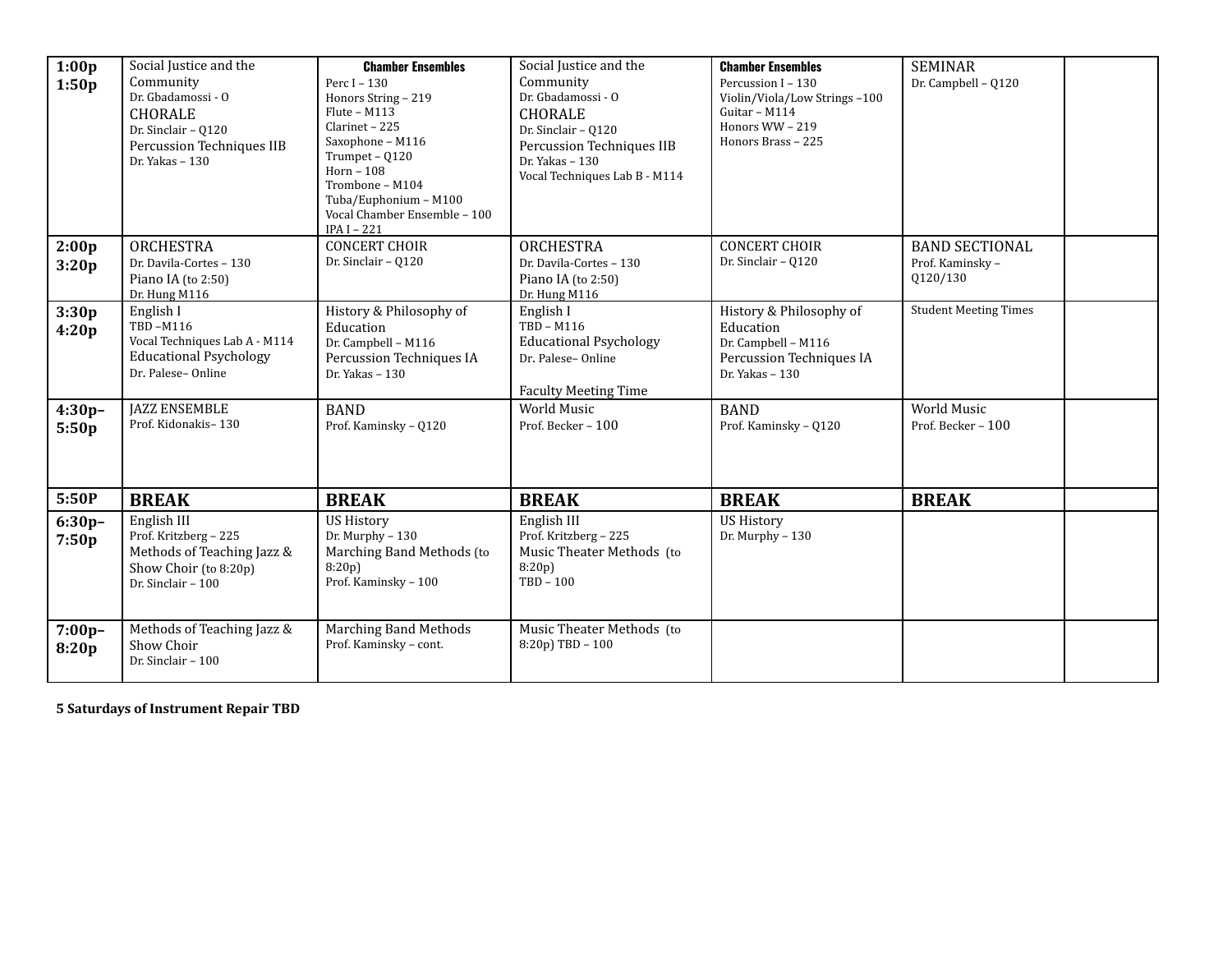| | | | | | | |
|---|---|---|---|---|---|---|
| **1:00p 1:50p** | Social Justice and the Community Dr. Gbadamossi - O CHORALE Dr. Sinclair – Q120 Percussion Techniques IIB Dr. Yakas – 130 | **Chamber Ensembles** Perc I – 130 Honors String – 219 Flute – M113 Clarinet – 225 Saxophone – M116 Trumpet – Q120 Horn – 108 Trombone – M104 Tuba/Euphonium – M100 Vocal Chamber Ensemble – 100 IPA I – 221 | Social Justice and the Community Dr. Gbadamossi - O CHORALE Dr. Sinclair – Q120 Percussion Techniques IIB Dr. Yakas – 130 Vocal Techniques Lab B - M114 | **Chamber Ensembles** Percussion I – 130 Violin/Viola/Low Strings –100 Guitar – M114 Honors WW – 219 Honors Brass – 225 | SEMINAR Dr. Campbell – Q120 | |
| **2:00p 3:20p** | ORCHESTRA Dr. Davila-Cortes – 130 Piano IA (to 2:50) Dr. Hung M116 | CONCERT CHOIR Dr. Sinclair – Q120 | ORCHESTRA Dr. Davila-Cortes – 130 Piano IA (to 2:50) Dr. Hung M116 | CONCERT CHOIR Dr. Sinclair – Q120 | BAND SECTIONAL Prof. Kaminsky – Q120/130 | |
| **3:30p 4:20p** | English I TBD –M116 Vocal Techniques Lab A - M114 Educational Psychology Dr. Palese– Online | History & Philosophy of Education Dr. Campbell – M116 Percussion Techniques IA Dr. Yakas – 130 | English I TBD – M116 Educational Psychology Dr. Palese– Online Faculty Meeting Time | History & Philosophy of Education Dr. Campbell – M116 Percussion Techniques IA Dr. Yakas – 130 | Student Meeting Times | |
| **4:30p– 5:50p** | JAZZ ENSEMBLE Prof. Kidonakis– 130 | BAND Prof. Kaminsky – Q120 | World Music Prof. Becker – 100 | BAND Prof. Kaminsky – Q120 | World Music Prof. Becker – 100 | |
| **5:50P** | **BREAK** | **BREAK** | **BREAK** | **BREAK** | **BREAK** | |
| **6:30p– 7:50p** | English III Prof. Kritzberg – 225 Methods of Teaching Jazz & Show Choir (to 8:20p) Dr. Sinclair – 100 | US History Dr. Murphy – 130 Marching Band Methods (to 8:20p) Prof. Kaminsky – 100 | English III Prof. Kritzberg – 225 Music Theater Methods (to 8:20p) TBD – 100 | US History Dr. Murphy – 130 | | |
| **7:00p– 8:20p** | Methods of Teaching Jazz & Show Choir Dr. Sinclair – 100 | Marching Band Methods Prof. Kaminsky – cont. | Music Theater Methods (to 8:20p) TBD – 100 | | | |

**5 Saturdays of Instrument Repair TBD**